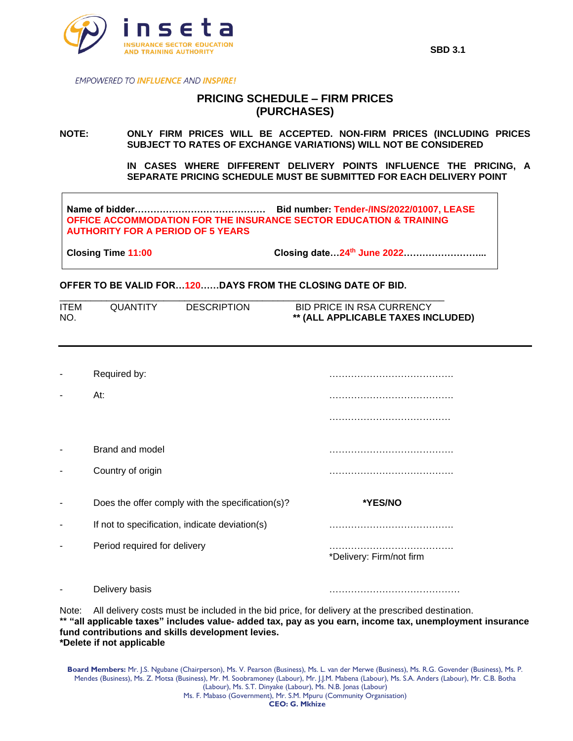**SBD 3.1**

*EMPOWERED TO INFLUENCE AND INSPIRE!*

# PRICING SCHEDULE – FIRM PRICES (PURCHASES)

**NOTE: ONLY FIRM PRICES WILL BE ACCEPTED. NON-FIRM PRICES (INCLUDING PRICES SUBJECT TO RATES OF EXCHANGE VARIATIONS) WILL NOT BE CONSIDERED**

**IN CASES WHERE DIFFERENT DELIVERY POINTS INFLUENCE THE PRICING, A SEPARATE PRICING SCHEDULE MUST BE SUBMITTED FOR EACH DELIVERY POINT**

**Name of bidder……………………………………. Bid number: Tender-/INS/2022/01007, LEASE OFFICE ACCOMMODATION FOR THE INSURANCE SECTOR EDUCATION & TRAINING AUTHORITY FOR A PERIOD OF 5 YEARS**

**Closing Time 11:00** **Closing date…24th June 2022……………………...**

**OFFER TO BE VALID FOR…120……DAYS FROM THE CLOSING DATE OF BID.**

| ITEM NO. | QUANTITY | DESCRIPTION | BID PRICE IN RSA CURRENCY **\*\* (ALL APPLICABLE TAXES INCLUDED)** |
|---|---|---|---|

- Required by: …………………………………
- At: …………………………………

  …………………………………
- Brand and model …………………………………
- Country of origin …………………………………
- Does the offer comply with the specification(s)? **\*YES/NO**
- If not to specification, indicate deviation(s) …………………………………
- Period required for delivery …………………………………

  \*Delivery: Firm/not firm
- Delivery basis ……………………………………

Note: All delivery costs must be included in the bid price, for delivery at the prescribed destination.

**\*\* "all applicable taxes" includes value- added tax, pay as you earn, income tax, unemployment insurance fund contributions and skills development levies.**

**\*Delete if not applicable**

**Board Members:** Mr. J.S. Ngubane (Chairperson), Ms. V. Pearson (Business), Ms. L. van der Merwe (Business), Ms. R.G. Govender (Business), Ms. P. Mendes (Business), Ms. Z. Motsa (Business), Mr. M. Soobramoney (Labour), Mr. J.J.M. Mabena (Labour), Ms. S.A. Anders (Labour), Mr. C.B. Botha (Labour), Ms. S.T. Dinyake (Labour), Ms. N.B. Jonas (Labour)
Ms. F. Mabaso (Government), Mr. S.M. Mpuru (Community Organisation)
**CEO: G. Mkhize**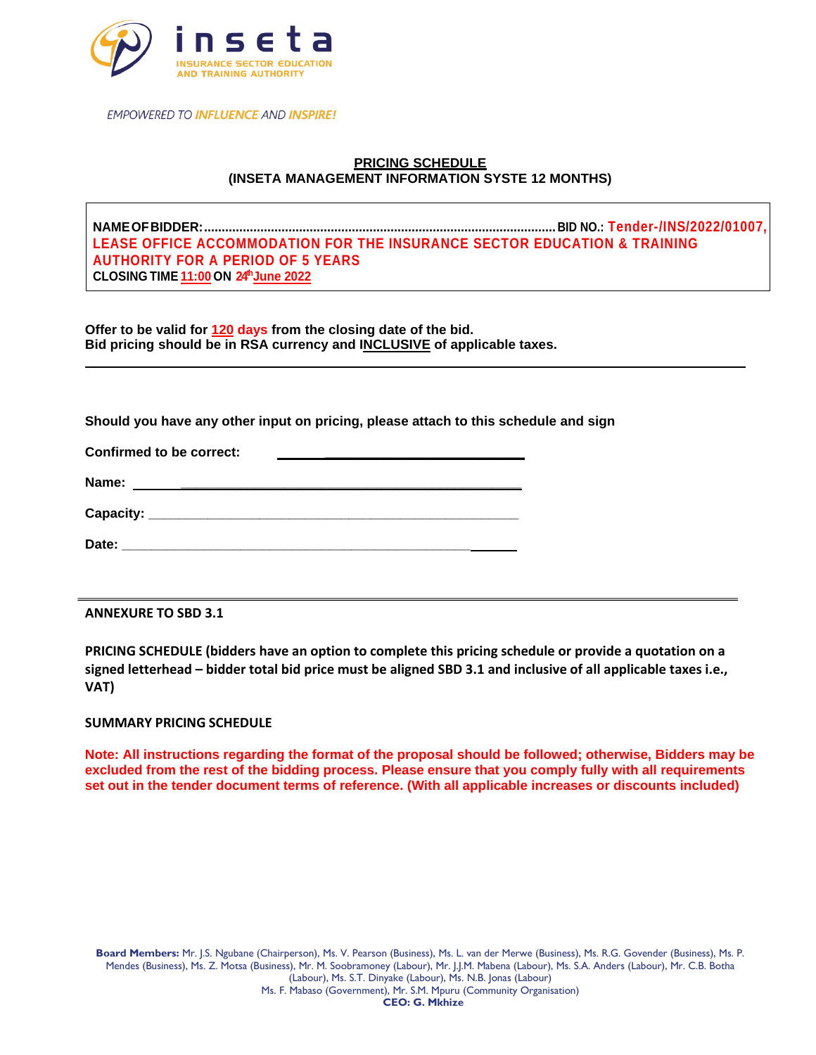**inseta**
INSURANCE SECTOR EDUCATION AND TRAINING AUTHORITY

*EMPOWERED TO INFLUENCE AND INSPIRE!*

**PRICING SCHEDULE**
**(INSETA MANAGEMENT INFORMATION SYSTE 12 MONTHS)**

| |
|---|
| **NAME OF BIDDER:** ................................................................................................ **BID NO.: Tender-/INS/2022/01007, LEASE OFFICE ACCOMMODATION FOR THE INSURANCE SECTOR EDUCATION & TRAINING AUTHORITY FOR A PERIOD OF 5 YEARS** <br> **CLOSING TIME 11:00 ON 24th June 2022** |

**Offer to be valid for 120 days from the closing date of the bid.**
**Bid pricing should be in RSA currency and INCLUSIVE of applicable taxes.**

---

**Should you have any other input on pricing, please attach to this schedule and sign**

**Confirmed to be correct:** ______________________________

**Name:** ______________________________________________

**Capacity:** ___________________________________________

**Date:** _______________________________________________

---

**ANNEXURE TO SBD 3.1**

**PRICING SCHEDULE (bidders have an option to complete this pricing schedule or provide a quotation on a signed letterhead – bidder total bid price must be aligned SBD 3.1 and inclusive of all applicable taxes i.e., VAT)**

**SUMMARY PRICING SCHEDULE**

**Note: All instructions regarding the format of the proposal should be followed; otherwise, Bidders may be excluded from the rest of the bidding process. Please ensure that you comply fully with all requirements set out in the tender document terms of reference. (With all applicable increases or discounts included)**

**Board Members:** Mr. J.S. Ngubane (Chairperson), Ms. V. Pearson (Business), Ms. L. van der Merwe (Business), Ms. R.G. Govender (Business), Ms. P. Mendes (Business), Ms. Z. Motsa (Business), Mr. M. Soobramoney (Labour), Mr. J.J.M. Mabena (Labour), Ms. S.A. Anders (Labour), Mr. C.B. Botha (Labour), Ms. S.T. Dinyake (Labour), Ms. N.B. Jonas (Labour)
Ms. F. Mabaso (Government), Mr. S.M. Mpuru (Community Organisation)
**CEO: G. Mkhize**